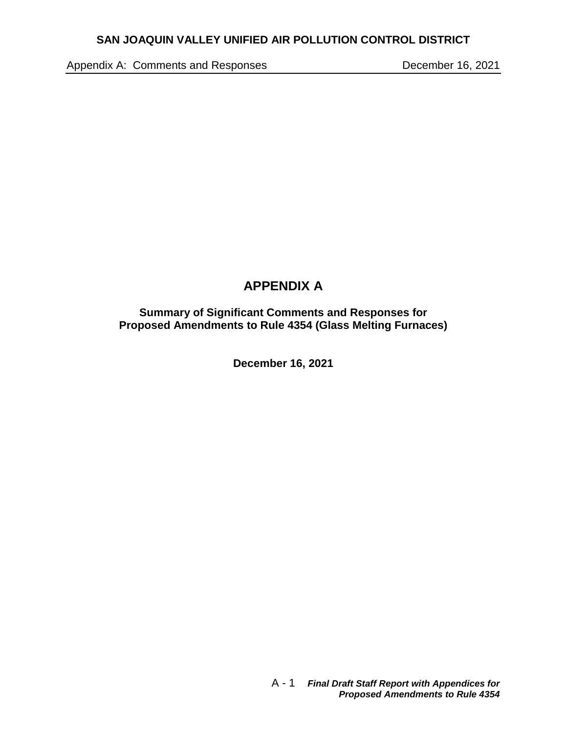# APPENDIX A

**Summary of Significant Comments and Responses for Proposed Amendments to Rule 4354 (Glass Melting Furnaces)**

**December 16, 2021**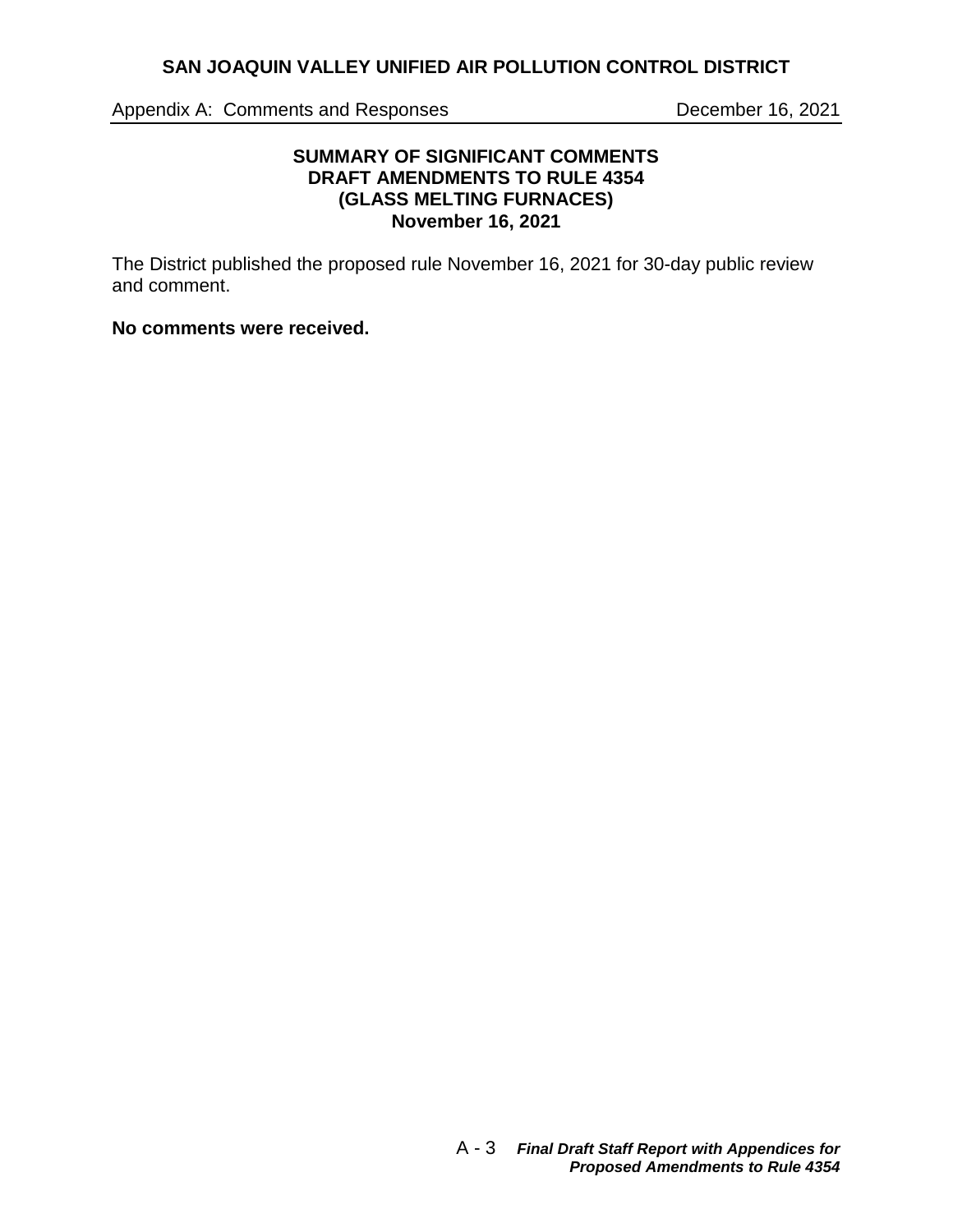### SUMMARY OF SIGNIFICANT COMMENTS
### DRAFT AMENDMENTS TO RULE 4354
### (GLASS MELTING FURNACES)
### November 16, 2021

The District published the proposed rule November 16, 2021 for 30-day public review and comment.

**No comments were received.**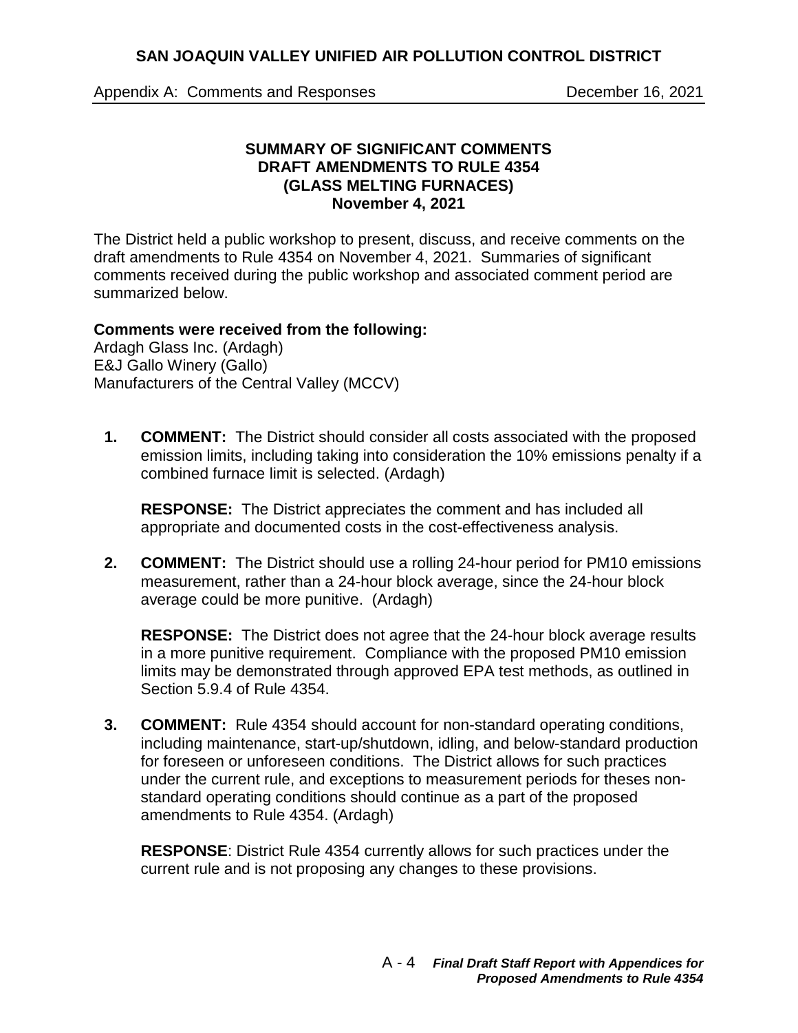**SUMMARY OF SIGNIFICANT COMMENTS**
**DRAFT AMENDMENTS TO RULE 4354**
**(GLASS MELTING FURNACES)**
**November 4, 2021**

The District held a public workshop to present, discuss, and receive comments on the draft amendments to Rule 4354 on November 4, 2021. Summaries of significant comments received during the public workshop and associated comment period are summarized below.

**Comments were received from the following:**
Ardagh Glass Inc. (Ardagh)
E&J Gallo Winery (Gallo)
Manufacturers of the Central Valley (MCCV)

1. **COMMENT:** The District should consider all costs associated with the proposed emission limits, including taking into consideration the 10% emissions penalty if a combined furnace limit is selected. (Ardagh)

   **RESPONSE:** The District appreciates the comment and has included all appropriate and documented costs in the cost-effectiveness analysis.

2. **COMMENT:** The District should use a rolling 24-hour period for PM10 emissions measurement, rather than a 24-hour block average, since the 24-hour block average could be more punitive. (Ardagh)

   **RESPONSE:** The District does not agree that the 24-hour block average results in a more punitive requirement. Compliance with the proposed PM10 emission limits may be demonstrated through approved EPA test methods, as outlined in Section 5.9.4 of Rule 4354.

3. **COMMENT:** Rule 4354 should account for non-standard operating conditions, including maintenance, start-up/shutdown, idling, and below-standard production for foreseen or unforeseen conditions. The District allows for such practices under the current rule, and exceptions to measurement periods for theses non-standard operating conditions should continue as a part of the proposed amendments to Rule 4354. (Ardagh)

   **RESPONSE**: District Rule 4354 currently allows for such practices under the current rule and is not proposing any changes to these provisions.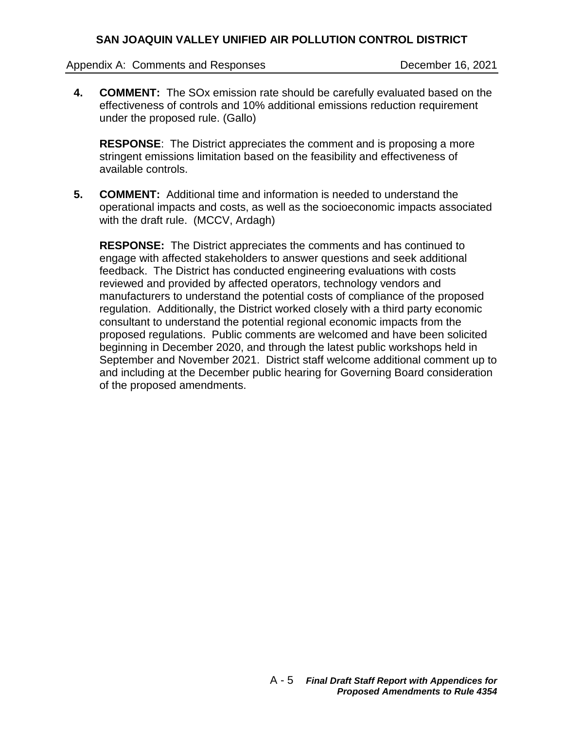**4. COMMENT:** The SOx emission rate should be carefully evaluated based on the effectiveness of controls and 10% additional emissions reduction requirement under the proposed rule. (Gallo)

**RESPONSE**: The District appreciates the comment and is proposing a more stringent emissions limitation based on the feasibility and effectiveness of available controls.

**5. COMMENT:** Additional time and information is needed to understand the operational impacts and costs, as well as the socioeconomic impacts associated with the draft rule. (MCCV, Ardagh)

**RESPONSE:** The District appreciates the comments and has continued to engage with affected stakeholders to answer questions and seek additional feedback. The District has conducted engineering evaluations with costs reviewed and provided by affected operators, technology vendors and manufacturers to understand the potential costs of compliance of the proposed regulation. Additionally, the District worked closely with a third party economic consultant to understand the potential regional economic impacts from the proposed regulations. Public comments are welcomed and have been solicited beginning in December 2020, and through the latest public workshops held in September and November 2021. District staff welcome additional comment up to and including at the December public hearing for Governing Board consideration of the proposed amendments.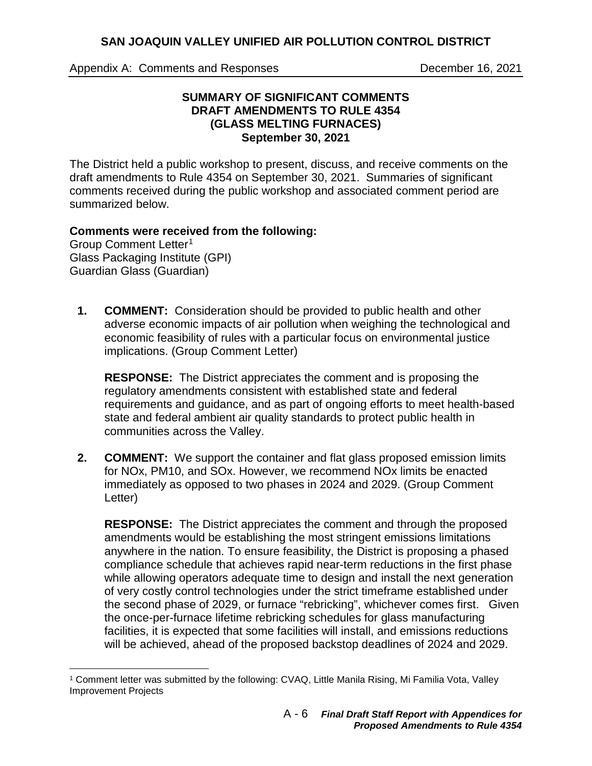## SUMMARY OF SIGNIFICANT COMMENTS
## DRAFT AMENDMENTS TO RULE 4354
## (GLASS MELTING FURNACES)
## September 30, 2021

The District held a public workshop to present, discuss, and receive comments on the draft amendments to Rule 4354 on September 30, 2021. Summaries of significant comments received during the public workshop and associated comment period are summarized below.

**Comments were received from the following:**
Group Comment Letter[1]
Glass Packaging Institute (GPI)
Guardian Glass (Guardian)

1. **COMMENT:** Consideration should be provided to public health and other adverse economic impacts of air pollution when weighing the technological and economic feasibility of rules with a particular focus on environmental justice implications. (Group Comment Letter)

   **RESPONSE:** The District appreciates the comment and is proposing the regulatory amendments consistent with established state and federal requirements and guidance, and as part of ongoing efforts to meet health-based state and federal ambient air quality standards to protect public health in communities across the Valley.

2. **COMMENT:** We support the container and flat glass proposed emission limits for NOx, PM10, and SOx. However, we recommend NOx limits be enacted immediately as opposed to two phases in 2024 and 2029. (Group Comment Letter)

   **RESPONSE:** The District appreciates the comment and through the proposed amendments would be establishing the most stringent emissions limitations anywhere in the nation. To ensure feasibility, the District is proposing a phased compliance schedule that achieves rapid near-term reductions in the first phase while allowing operators adequate time to design and install the next generation of very costly control technologies under the strict timeframe established under the second phase of 2029, or furnace "rebricking", whichever comes first. Given the once-per-furnace lifetime rebricking schedules for glass manufacturing facilities, it is expected that some facilities will install, and emissions reductions will be achieved, ahead of the proposed backstop deadlines of 2024 and 2029.

[1] Comment letter was submitted by the following: CVAQ, Little Manila Rising, Mi Familia Vota, Valley Improvement Projects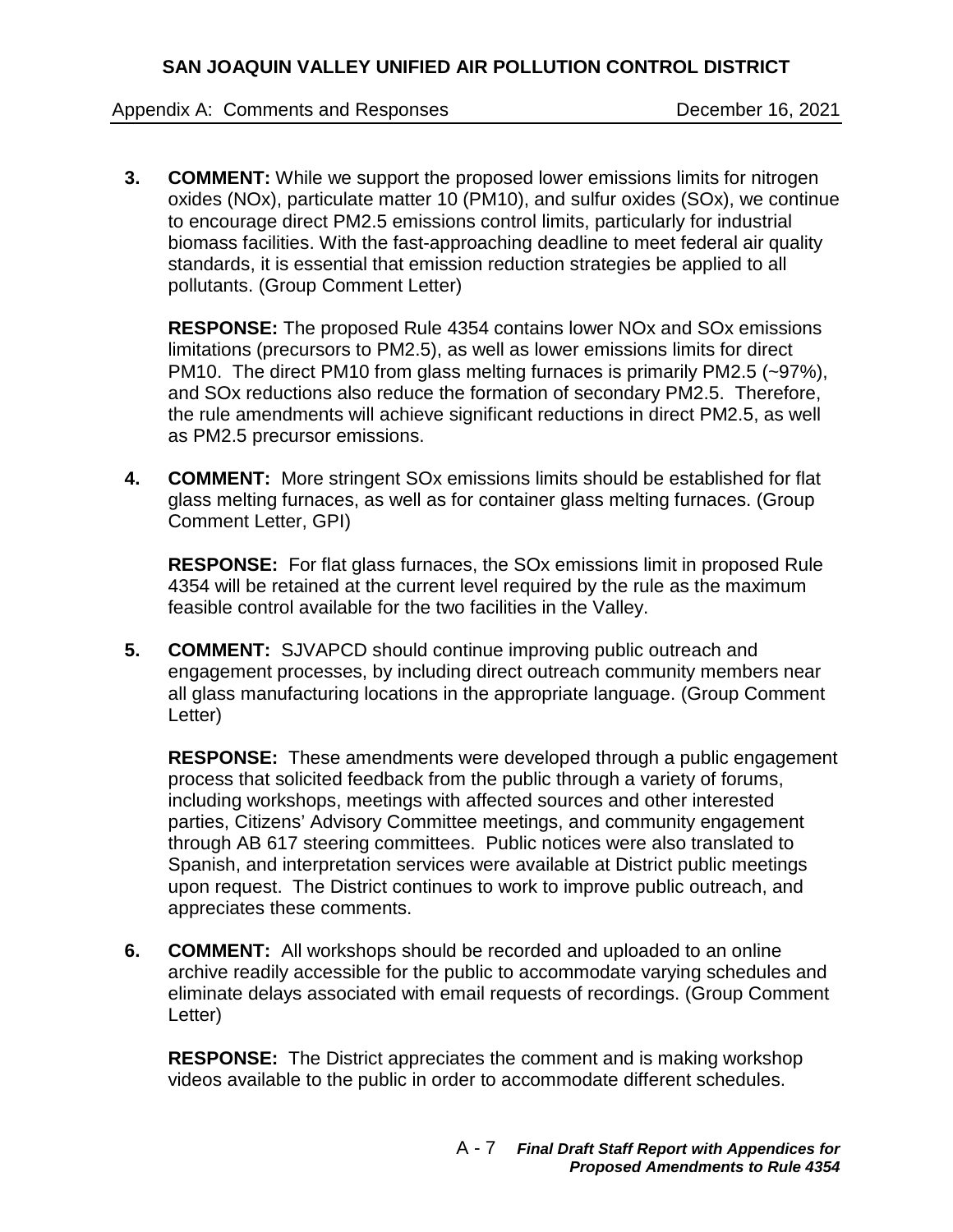**3. COMMENT:** While we support the proposed lower emissions limits for nitrogen oxides (NOx), particulate matter 10 (PM10), and sulfur oxides (SOx), we continue to encourage direct PM2.5 emissions control limits, particularly for industrial biomass facilities. With the fast-approaching deadline to meet federal air quality standards, it is essential that emission reduction strategies be applied to all pollutants. (Group Comment Letter)

**RESPONSE:** The proposed Rule 4354 contains lower NOx and SOx emissions limitations (precursors to PM2.5), as well as lower emissions limits for direct PM10. The direct PM10 from glass melting furnaces is primarily PM2.5 (~97%), and SOx reductions also reduce the formation of secondary PM2.5. Therefore, the rule amendments will achieve significant reductions in direct PM2.5, as well as PM2.5 precursor emissions.

**4. COMMENT:** More stringent SOx emissions limits should be established for flat glass melting furnaces, as well as for container glass melting furnaces. (Group Comment Letter, GPI)

**RESPONSE:** For flat glass furnaces, the SOx emissions limit in proposed Rule 4354 will be retained at the current level required by the rule as the maximum feasible control available for the two facilities in the Valley.

**5. COMMENT:** SJVAPCD should continue improving public outreach and engagement processes, by including direct outreach community members near all glass manufacturing locations in the appropriate language. (Group Comment Letter)

**RESPONSE:** These amendments were developed through a public engagement process that solicited feedback from the public through a variety of forums, including workshops, meetings with affected sources and other interested parties, Citizens' Advisory Committee meetings, and community engagement through AB 617 steering committees. Public notices were also translated to Spanish, and interpretation services were available at District public meetings upon request. The District continues to work to improve public outreach, and appreciates these comments.

**6. COMMENT:** All workshops should be recorded and uploaded to an online archive readily accessible for the public to accommodate varying schedules and eliminate delays associated with email requests of recordings. (Group Comment Letter)

**RESPONSE:** The District appreciates the comment and is making workshop videos available to the public in order to accommodate different schedules.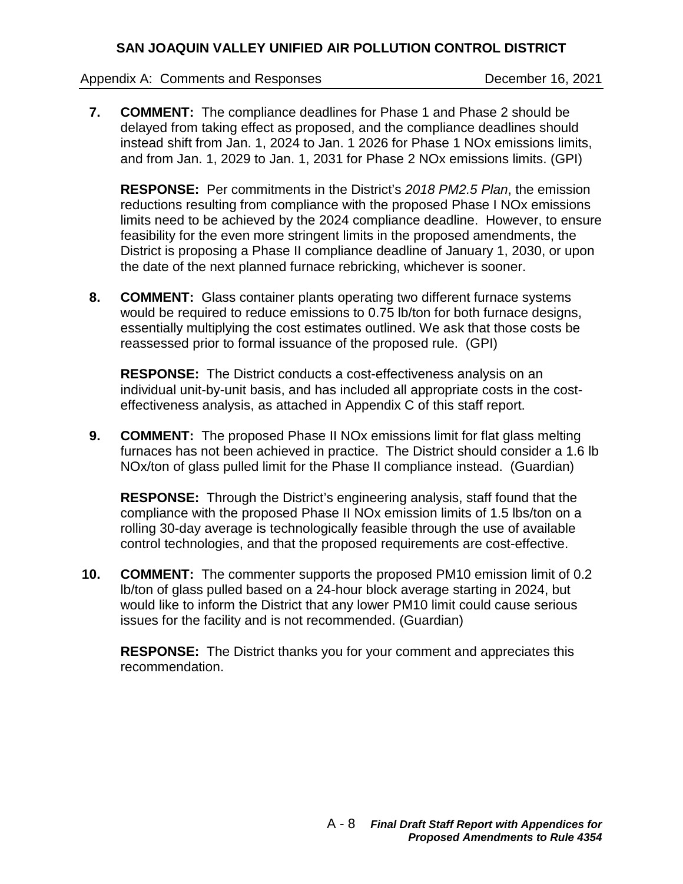**7. COMMENT:** The compliance deadlines for Phase 1 and Phase 2 should be delayed from taking effect as proposed, and the compliance deadlines should instead shift from Jan. 1, 2024 to Jan. 1 2026 for Phase 1 NOx emissions limits, and from Jan. 1, 2029 to Jan. 1, 2031 for Phase 2 NOx emissions limits. (GPI)

**RESPONSE:** Per commitments in the District's *2018 PM2.5 Plan*, the emission reductions resulting from compliance with the proposed Phase I NOx emissions limits need to be achieved by the 2024 compliance deadline. However, to ensure feasibility for the even more stringent limits in the proposed amendments, the District is proposing a Phase II compliance deadline of January 1, 2030, or upon the date of the next planned furnace rebricking, whichever is sooner.

**8. COMMENT:** Glass container plants operating two different furnace systems would be required to reduce emissions to 0.75 lb/ton for both furnace designs, essentially multiplying the cost estimates outlined. We ask that those costs be reassessed prior to formal issuance of the proposed rule. (GPI)

**RESPONSE:** The District conducts a cost-effectiveness analysis on an individual unit-by-unit basis, and has included all appropriate costs in the cost-effectiveness analysis, as attached in Appendix C of this staff report.

**9. COMMENT:** The proposed Phase II NOx emissions limit for flat glass melting furnaces has not been achieved in practice. The District should consider a 1.6 lb NOx/ton of glass pulled limit for the Phase II compliance instead. (Guardian)

**RESPONSE:** Through the District's engineering analysis, staff found that the compliance with the proposed Phase II NOx emission limits of 1.5 lbs/ton on a rolling 30-day average is technologically feasible through the use of available control technologies, and that the proposed requirements are cost-effective.

**10. COMMENT:** The commenter supports the proposed PM10 emission limit of 0.2 lb/ton of glass pulled based on a 24-hour block average starting in 2024, but would like to inform the District that any lower PM10 limit could cause serious issues for the facility and is not recommended. (Guardian)

**RESPONSE:** The District thanks you for your comment and appreciates this recommendation.